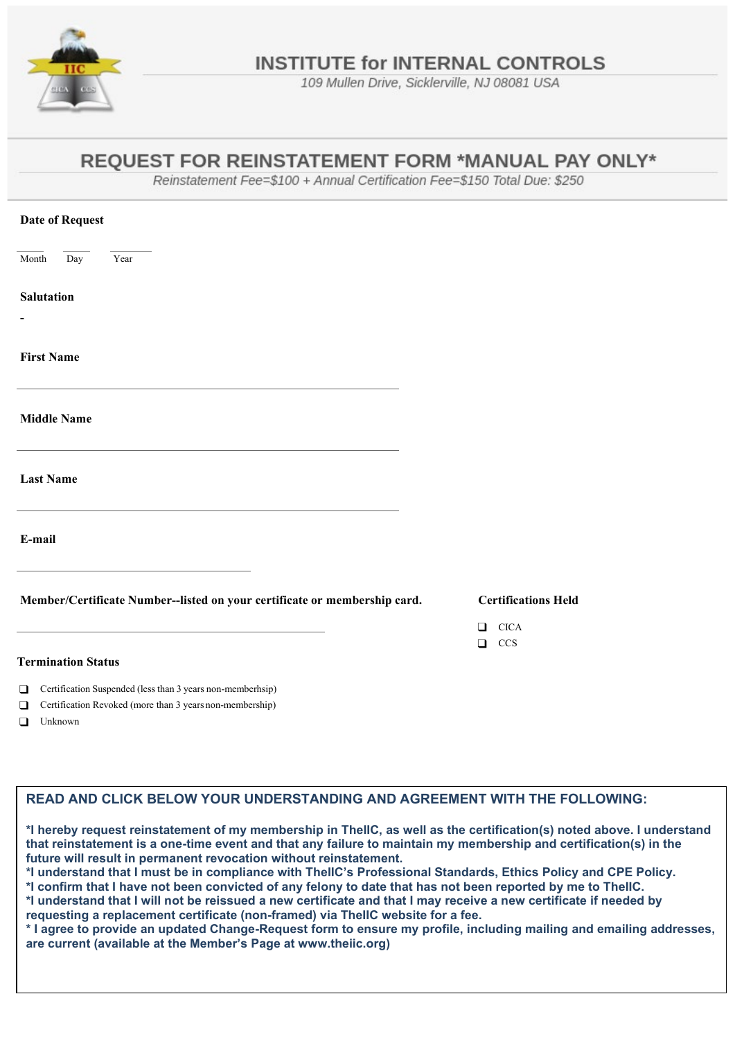# INSTITUTE for INTERNAL CONTROLS

109 Mullen Drive, Sicklerville, NJ 08081 USA

## REQUEST FOR REINSTATEMENT FORM *MANUAL PAY ONLY*

*Reinstatement Fee=$100 + Annual Certification Fee=$150 Total Due: $250*

**Date of Request**

_____ _____ _______
Month Day Year

**Salutation**

-

**First Name**

______________________________________________

**Middle Name**

______________________________________________

**Last Name**

______________________________________________

**E-mail**

______________________________

**Member/Certificate Number--listed on your certificate or membership card.**

______________________________________

**Certifications Held**

- ❑ CICA
- ❑ CCS

**Termination Status**

- ❑ Certification Suspended (less than 3 years non-memberhsip)
- ❑ Certification Revoked (more than 3 years non-membership)
- ❑ Unknown

**READ AND CLICK BELOW YOUR UNDERSTANDING AND AGREEMENT WITH THE FOLLOWING:**

**\*I hereby request reinstatement of my membership in TheIIC, as well as the certification(s) noted above. I understand that reinstatement is a one-time event and that any failure to maintain my membership and certification(s) in the future will result in permanent revocation without reinstatement.**
**\*I understand that I must be in compliance with TheIIC's Professional Standards, Ethics Policy and CPE Policy.**
**\*I confirm that I have not been convicted of any felony to date that has not been reported by me to TheIIC.**
**\*I understand that I will not be reissued a new certificate and that I may receive a new certificate if needed by requesting a replacement certificate (non-framed) via TheIIC website for a fee.**
**\* I agree to provide an updated Change-Request form to ensure my profile, including mailing and emailing addresses, are current (available at the Member's Page at www.theiic.org)**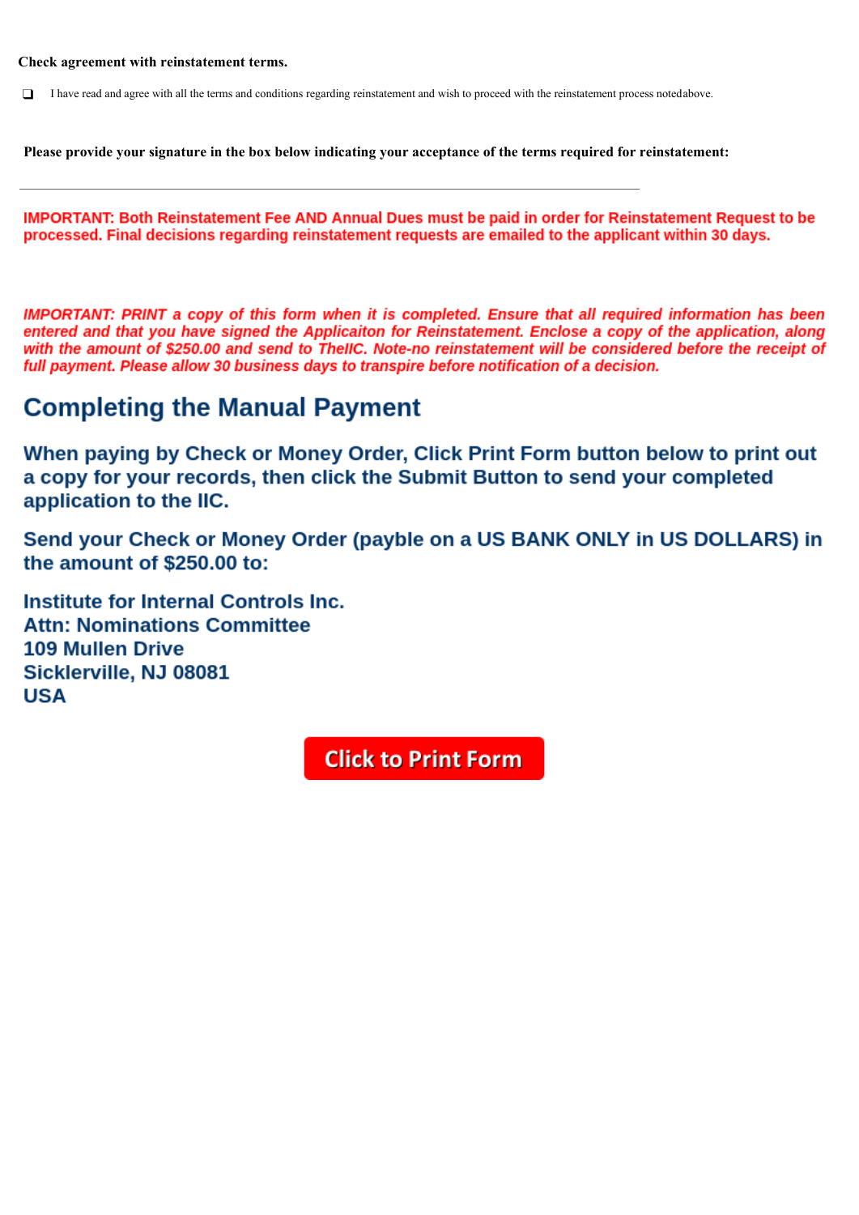**Check agreement with reinstatement terms.**

❑ I have read and agree with all the terms and conditions regarding reinstatement and wish to proceed with the reinstatement process notedabove.

**Please provide your signature in the box below indicating your acceptance of the terms required for reinstatement:**

---

**IMPORTANT: Both Reinstatement Fee AND Annual Dues must be paid in order for Reinstatement Request to be processed. Final decisions regarding reinstatement requests are emailed to the applicant within 30 days.**

***IMPORTANT: PRINT a copy of this form when it is completed. Ensure that all required information has been entered and that you have signed the Applicaiton for Reinstatement. Enclose a copy of the application, along with the amount of $250.00 and send to TheIIC. Note-no reinstatement will be considered before the receipt of full payment. Please allow 30 business days to transpire before notification of a decision.***

## Completing the Manual Payment

**When paying by Check or Money Order, Click Print Form button below to print out a copy for your records, then click the Submit Button to send your completed application to the IIC.**

**Send your Check or Money Order (payble on a US BANK ONLY in US DOLLARS) in the amount of $250.00 to:**

**Institute for Internal Controls Inc.**
**Attn: Nominations Committee**
**109 Mullen Drive**
**Sicklerville, NJ 08081**
**USA**

Click to Print Form